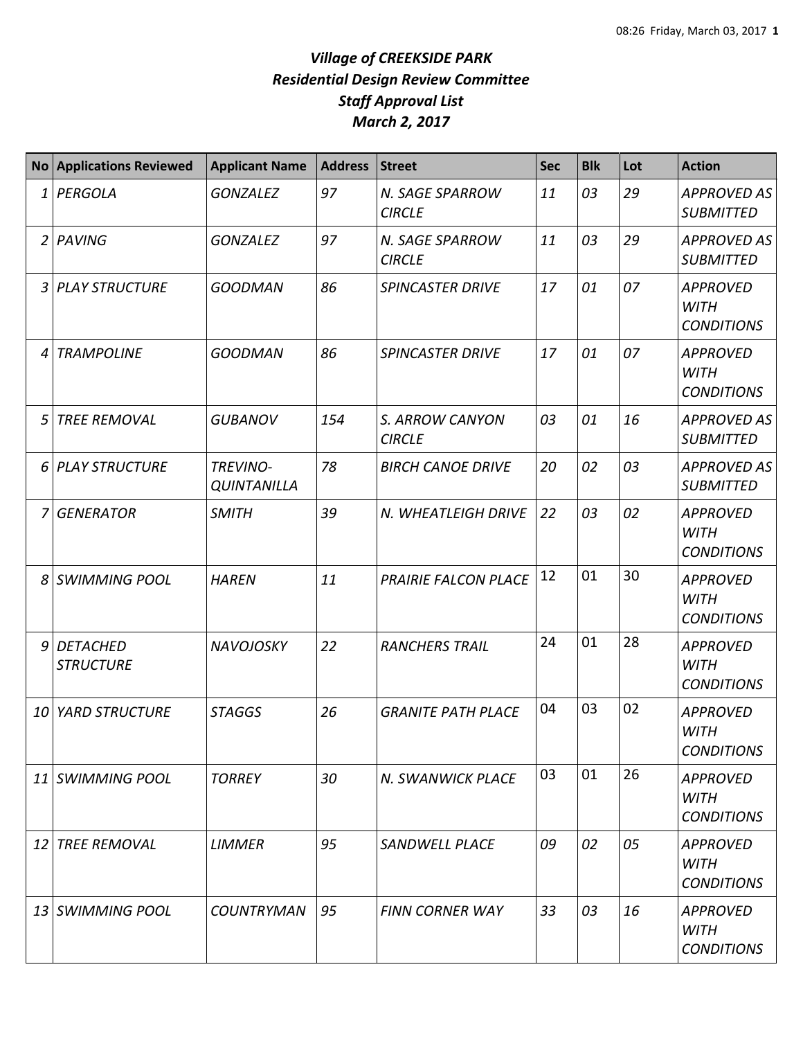# *Village of CREEKSIDE PARK*
## *Residential Design Review Committee*
## *Staff Approval List*
## *March 2, 2017*

| No | Applications Reviewed | Applicant Name | Address | Street | Sec | Blk | Lot | Action |
|---|---|---|---|---|---|---|---|---|
| 1 | *PERGOLA* | *GONZALEZ* | *97* | *N. SAGE SPARROW CIRCLE* | *11* | *03* | *29* | *APPROVED AS SUBMITTED* |
| 2 | *PAVING* | *GONZALEZ* | *97* | *N. SAGE SPARROW CIRCLE* | *11* | *03* | *29* | *APPROVED AS SUBMITTED* |
| 3 | *PLAY STRUCTURE* | *GOODMAN* | *86* | *SPINCASTER DRIVE* | *17* | *01* | *07* | *APPROVED WITH CONDITIONS* |
| 4 | *TRAMPOLINE* | *GOODMAN* | *86* | *SPINCASTER DRIVE* | *17* | *01* | *07* | *APPROVED WITH CONDITIONS* |
| 5 | *TREE REMOVAL* | *GUBANOV* | *154* | *S. ARROW CANYON CIRCLE* | *03* | *01* | *16* | *APPROVED AS SUBMITTED* |
| 6 | *PLAY STRUCTURE* | *TREVINO-QUINTANILLA* | *78* | *BIRCH CANOE DRIVE* | *20* | *02* | *03* | *APPROVED AS SUBMITTED* |
| 7 | *GENERATOR* | *SMITH* | *39* | *N. WHEATLEIGH DRIVE* | *22* | *03* | *02* | *APPROVED WITH CONDITIONS* |
| 8 | *SWIMMING POOL* | *HAREN* | *11* | *PRAIRIE FALCON PLACE* | 12 | 01 | 30 | *APPROVED WITH CONDITIONS* |
| 9 | *DETACHED STRUCTURE* | *NAVOJOSKY* | *22* | *RANCHERS TRAIL* | 24 | 01 | 28 | *APPROVED WITH CONDITIONS* |
| 10 | *YARD STRUCTURE* | *STAGGS* | *26* | *GRANITE PATH PLACE* | 04 | 03 | 02 | *APPROVED WITH CONDITIONS* |
| 11 | *SWIMMING POOL* | *TORREY* | *30* | *N. SWANWICK PLACE* | 03 | 01 | 26 | *APPROVED WITH CONDITIONS* |
| 12 | *TREE REMOVAL* | *LIMMER* | *95* | *SANDWELL PLACE* | *09* | *02* | *05* | *APPROVED WITH CONDITIONS* |
| 13 | *SWIMMING POOL* | *COUNTRYMAN* | *95* | *FINN CORNER WAY* | *33* | *03* | *16* | *APPROVED WITH CONDITIONS* |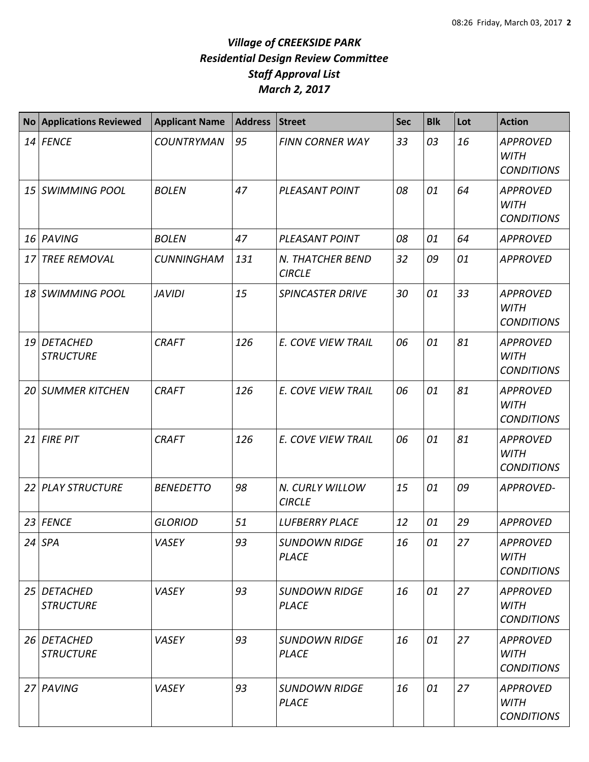# *Village of CREEKSIDE PARK*
## *Residential Design Review Committee*
## *Staff Approval List*
## *March 2, 2017*

| No | Applications Reviewed | Applicant Name | Address | Street | Sec | Blk | Lot | Action |
|---|---|---|---|---|---|---|---|---|
| *14* | *FENCE* | *COUNTRYMAN* | *95* | *FINN CORNER WAY* | *33* | *03* | *16* | *APPROVED WITH CONDITIONS* |
| *15* | *SWIMMING POOL* | *BOLEN* | *47* | *PLEASANT POINT* | *08* | *01* | *64* | *APPROVED WITH CONDITIONS* |
| *16* | *PAVING* | *BOLEN* | *47* | *PLEASANT POINT* | *08* | *01* | *64* | *APPROVED* |
| *17* | *TREE REMOVAL* | *CUNNINGHAM* | *131* | *N. THATCHER BEND CIRCLE* | *32* | *09* | *01* | *APPROVED* |
| *18* | *SWIMMING POOL* | *JAVIDI* | *15* | *SPINCASTER DRIVE* | *30* | *01* | *33* | *APPROVED WITH CONDITIONS* |
| *19* | *DETACHED STRUCTURE* | *CRAFT* | *126* | *E. COVE VIEW TRAIL* | *06* | *01* | *81* | *APPROVED WITH CONDITIONS* |
| *20* | *SUMMER KITCHEN* | *CRAFT* | *126* | *E. COVE VIEW TRAIL* | *06* | *01* | *81* | *APPROVED WITH CONDITIONS* |
| *21* | *FIRE PIT* | *CRAFT* | *126* | *E. COVE VIEW TRAIL* | *06* | *01* | *81* | *APPROVED WITH CONDITIONS* |
| *22* | *PLAY STRUCTURE* | *BENEDETTO* | *98* | *N. CURLY WILLOW CIRCLE* | *15* | *01* | *09* | *APPROVED-* |
| *23* | *FENCE* | *GLORIOD* | *51* | *LUFBERRY PLACE* | *12* | *01* | *29* | *APPROVED* |
| *24* | *SPA* | *VASEY* | *93* | *SUNDOWN RIDGE PLACE* | *16* | *01* | *27* | *APPROVED WITH CONDITIONS* |
| *25* | *DETACHED STRUCTURE* | *VASEY* | *93* | *SUNDOWN RIDGE PLACE* | *16* | *01* | *27* | *APPROVED WITH CONDITIONS* |
| *26* | *DETACHED STRUCTURE* | *VASEY* | *93* | *SUNDOWN RIDGE PLACE* | *16* | *01* | *27* | *APPROVED WITH CONDITIONS* |
| *27* | *PAVING* | *VASEY* | *93* | *SUNDOWN RIDGE PLACE* | *16* | *01* | *27* | *APPROVED WITH CONDITIONS* |